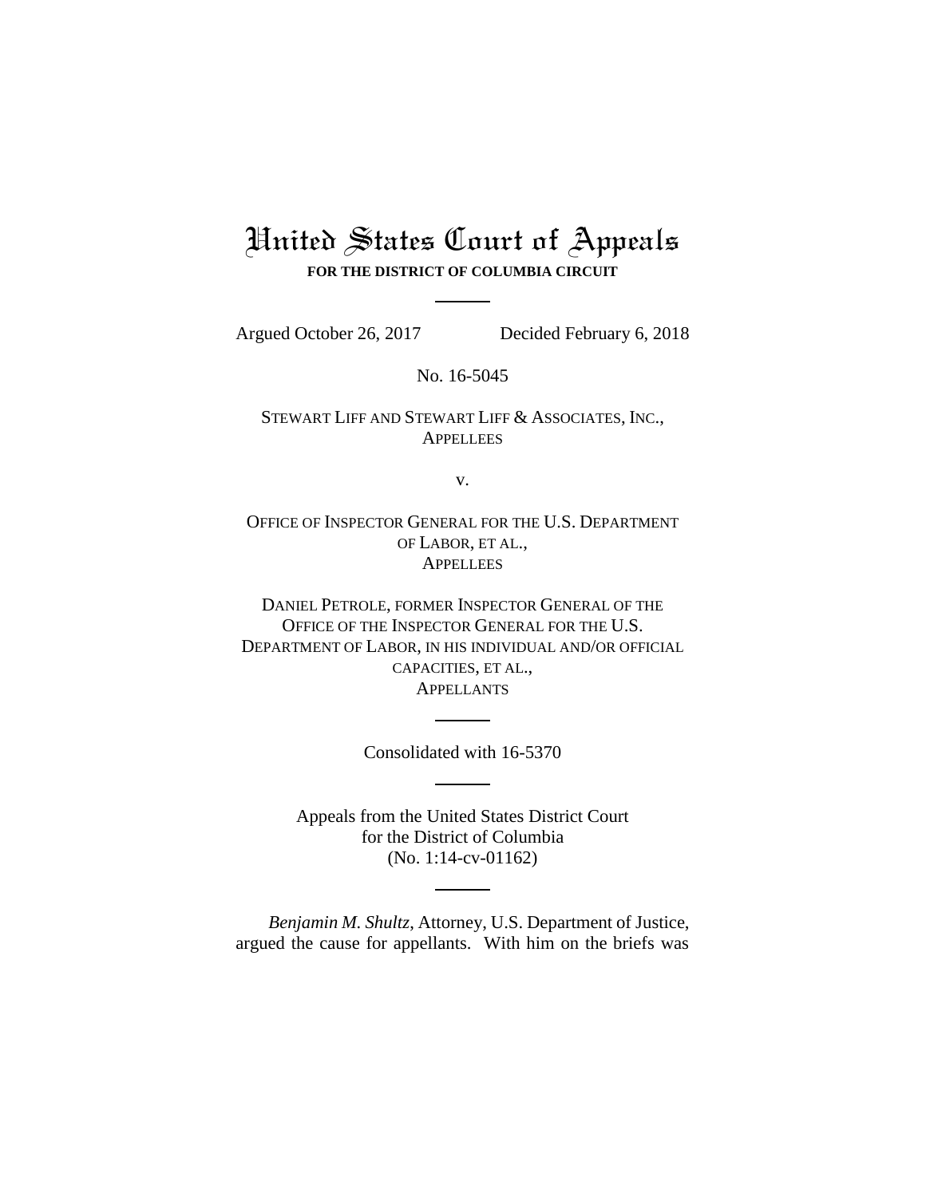# United States Court of Appeals

**FOR THE DISTRICT OF COLUMBIA CIRCUIT**

---

Argued October 26, 2017 Decided February 6, 2018

No. 16-5045

STEWART LIFF AND STEWART LIFF & ASSOCIATES, INC.,
APPELLEES

v.

OFFICE OF INSPECTOR GENERAL FOR THE U.S. DEPARTMENT OF LABOR, ET AL.,
APPELLEES

DANIEL PETROLE, FORMER INSPECTOR GENERAL OF THE OFFICE OF THE INSPECTOR GENERAL FOR THE U.S. DEPARTMENT OF LABOR, IN HIS INDIVIDUAL AND/OR OFFICIAL CAPACITIES, ET AL.,
APPELLANTS

---

Consolidated with 16-5370

---

Appeals from the United States District Court
for the District of Columbia
(No. 1:14-cv-01162)

---

*Benjamin M. Shultz*, Attorney, U.S. Department of Justice, argued the cause for appellants. With him on the briefs was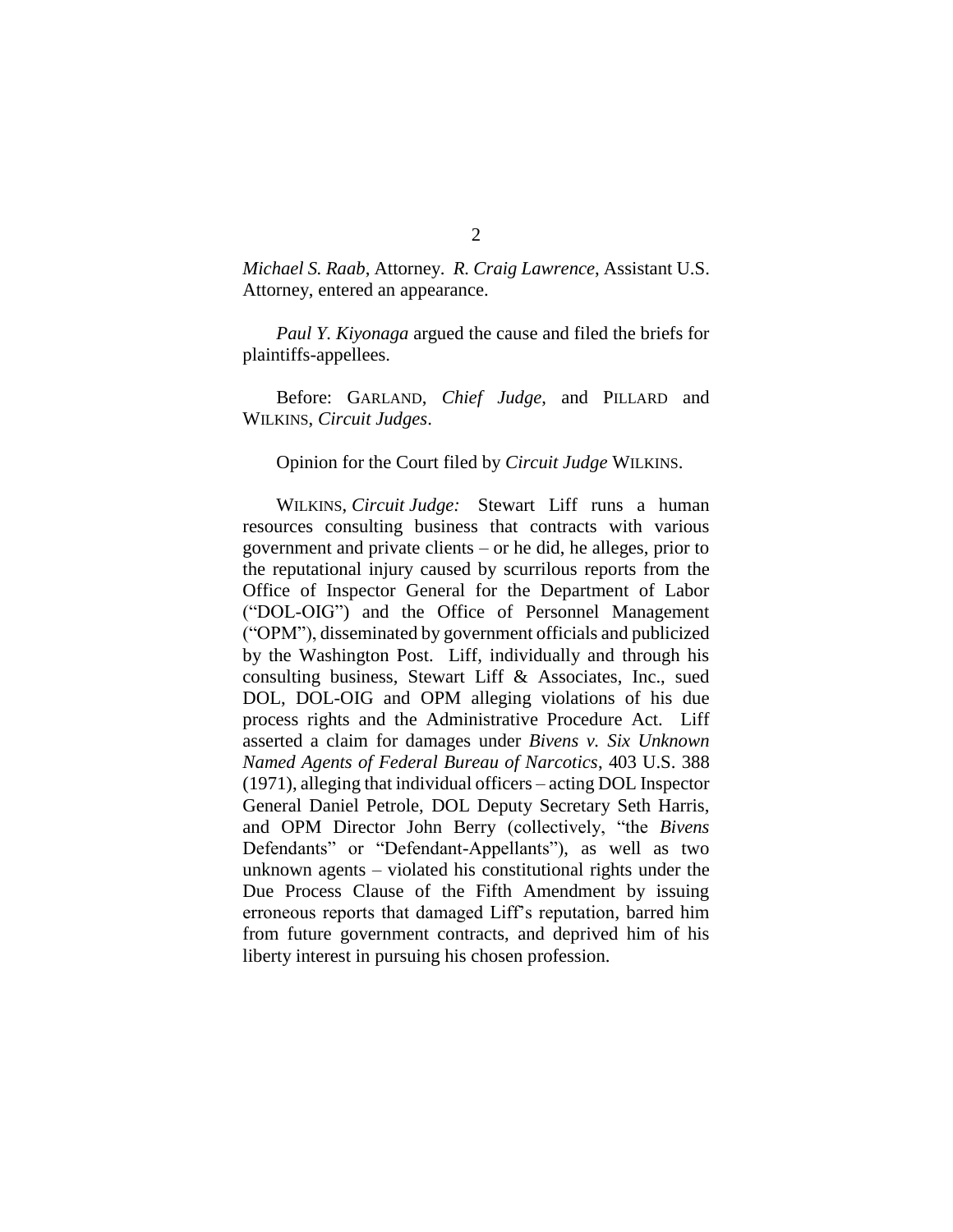*Michael S. Raab*, Attorney. *R. Craig Lawrence*, Assistant U.S. Attorney, entered an appearance.

*Paul Y. Kiyonaga* argued the cause and filed the briefs for plaintiffs-appellees.

Before: GARLAND, *Chief Judge*, and PILLARD and WILKINS, *Circuit Judges*.

Opinion for the Court filed by *Circuit Judge* WILKINS.

WILKINS, *Circuit Judge:* Stewart Liff runs a human resources consulting business that contracts with various government and private clients – or he did, he alleges, prior to the reputational injury caused by scurrilous reports from the Office of Inspector General for the Department of Labor ("DOL-OIG") and the Office of Personnel Management ("OPM"), disseminated by government officials and publicized by the Washington Post. Liff, individually and through his consulting business, Stewart Liff & Associates, Inc., sued DOL, DOL-OIG and OPM alleging violations of his due process rights and the Administrative Procedure Act. Liff asserted a claim for damages under *Bivens v. Six Unknown Named Agents of Federal Bureau of Narcotics*, 403 U.S. 388 (1971), alleging that individual officers – acting DOL Inspector General Daniel Petrole, DOL Deputy Secretary Seth Harris, and OPM Director John Berry (collectively, "the *Bivens* Defendants" or "Defendant-Appellants"), as well as two unknown agents – violated his constitutional rights under the Due Process Clause of the Fifth Amendment by issuing erroneous reports that damaged Liff's reputation, barred him from future government contracts, and deprived him of his liberty interest in pursuing his chosen profession.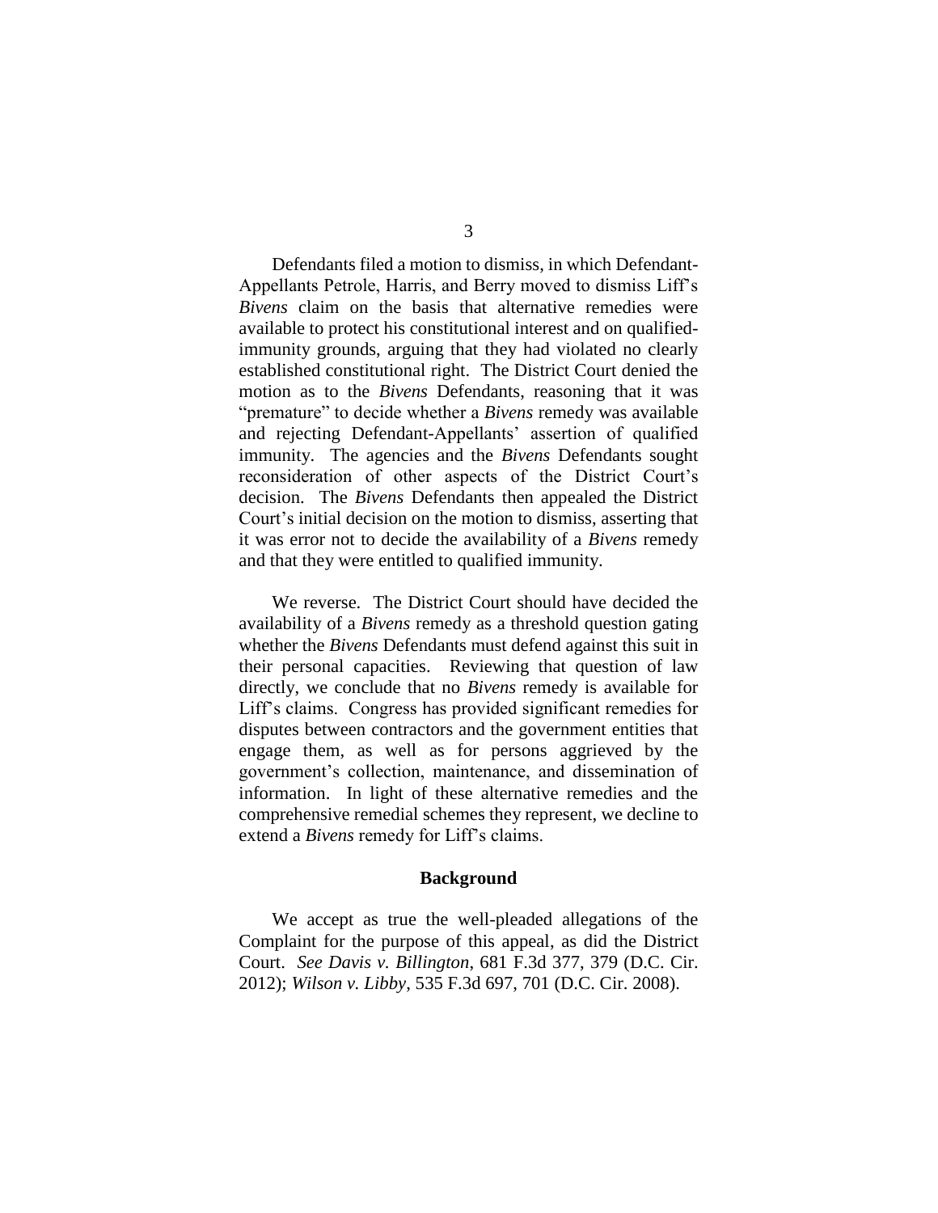Defendants filed a motion to dismiss, in which Defendant-Appellants Petrole, Harris, and Berry moved to dismiss Liff's *Bivens* claim on the basis that alternative remedies were available to protect his constitutional interest and on qualified-immunity grounds, arguing that they had violated no clearly established constitutional right. The District Court denied the motion as to the *Bivens* Defendants, reasoning that it was "premature" to decide whether a *Bivens* remedy was available and rejecting Defendant-Appellants' assertion of qualified immunity. The agencies and the *Bivens* Defendants sought reconsideration of other aspects of the District Court's decision. The *Bivens* Defendants then appealed the District Court's initial decision on the motion to dismiss, asserting that it was error not to decide the availability of a *Bivens* remedy and that they were entitled to qualified immunity.

We reverse. The District Court should have decided the availability of a *Bivens* remedy as a threshold question gating whether the *Bivens* Defendants must defend against this suit in their personal capacities. Reviewing that question of law directly, we conclude that no *Bivens* remedy is available for Liff's claims. Congress has provided significant remedies for disputes between contractors and the government entities that engage them, as well as for persons aggrieved by the government's collection, maintenance, and dissemination of information. In light of these alternative remedies and the comprehensive remedial schemes they represent, we decline to extend a *Bivens* remedy for Liff's claims.

## Background

We accept as true the well-pleaded allegations of the Complaint for the purpose of this appeal, as did the District Court. *See Davis v. Billington*, 681 F.3d 377, 379 (D.C. Cir. 2012); *Wilson v. Libby*, 535 F.3d 697, 701 (D.C. Cir. 2008).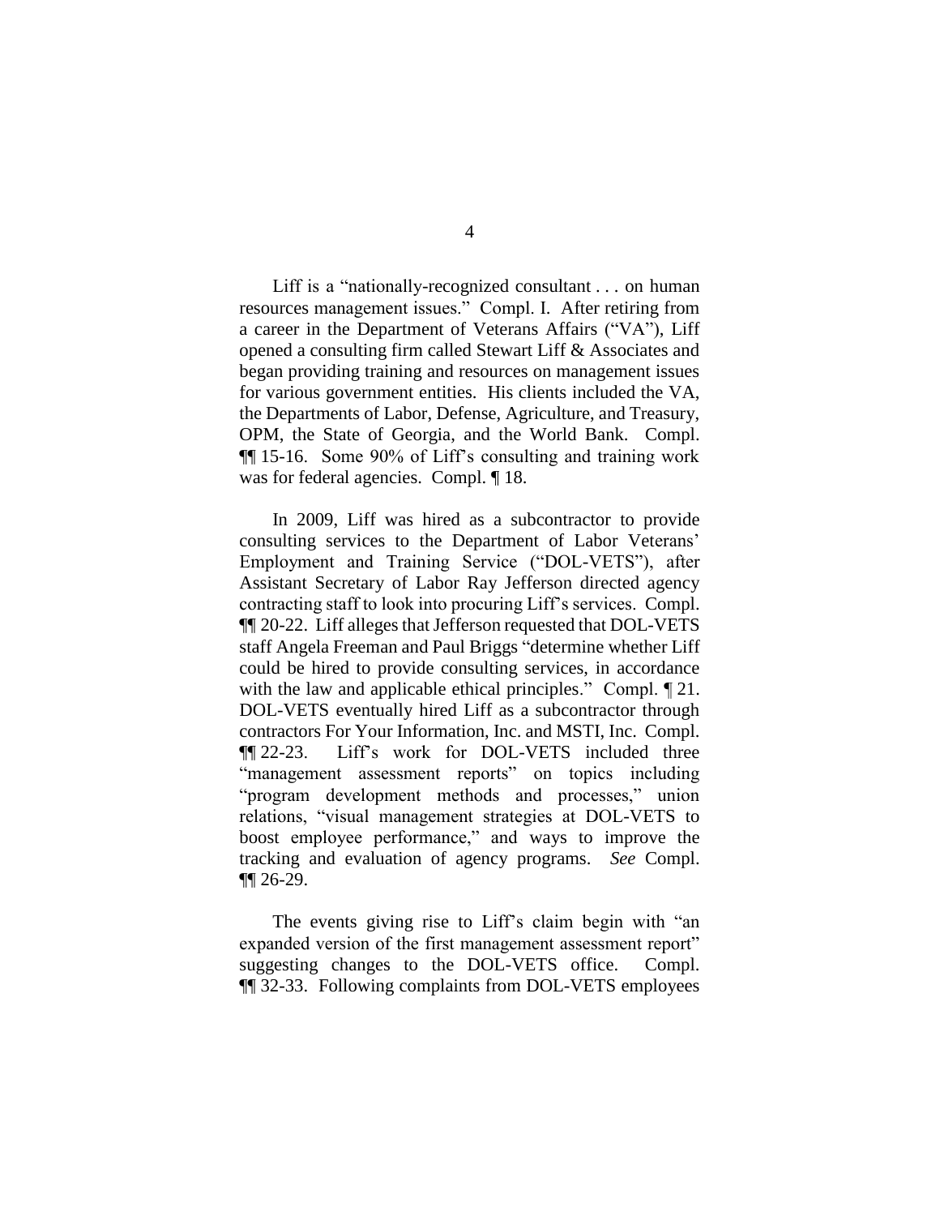Liff is a "nationally-recognized consultant . . . on human resources management issues." Compl. I. After retiring from a career in the Department of Veterans Affairs ("VA"), Liff opened a consulting firm called Stewart Liff & Associates and began providing training and resources on management issues for various government entities. His clients included the VA, the Departments of Labor, Defense, Agriculture, and Treasury, OPM, the State of Georgia, and the World Bank. Compl. ¶¶ 15-16. Some 90% of Liff's consulting and training work was for federal agencies. Compl. ¶ 18.

In 2009, Liff was hired as a subcontractor to provide consulting services to the Department of Labor Veterans' Employment and Training Service ("DOL-VETS"), after Assistant Secretary of Labor Ray Jefferson directed agency contracting staff to look into procuring Liff's services. Compl. ¶¶ 20-22. Liff alleges that Jefferson requested that DOL-VETS staff Angela Freeman and Paul Briggs "determine whether Liff could be hired to provide consulting services, in accordance with the law and applicable ethical principles." Compl. ¶ 21. DOL-VETS eventually hired Liff as a subcontractor through contractors For Your Information, Inc. and MSTI, Inc. Compl. ¶¶ 22-23. Liff's work for DOL-VETS included three "management assessment reports" on topics including "program development methods and processes," union relations, "visual management strategies at DOL-VETS to boost employee performance," and ways to improve the tracking and evaluation of agency programs. *See* Compl. ¶¶ 26-29.

The events giving rise to Liff's claim begin with "an expanded version of the first management assessment report" suggesting changes to the DOL-VETS office. Compl. ¶¶ 32-33. Following complaints from DOL-VETS employees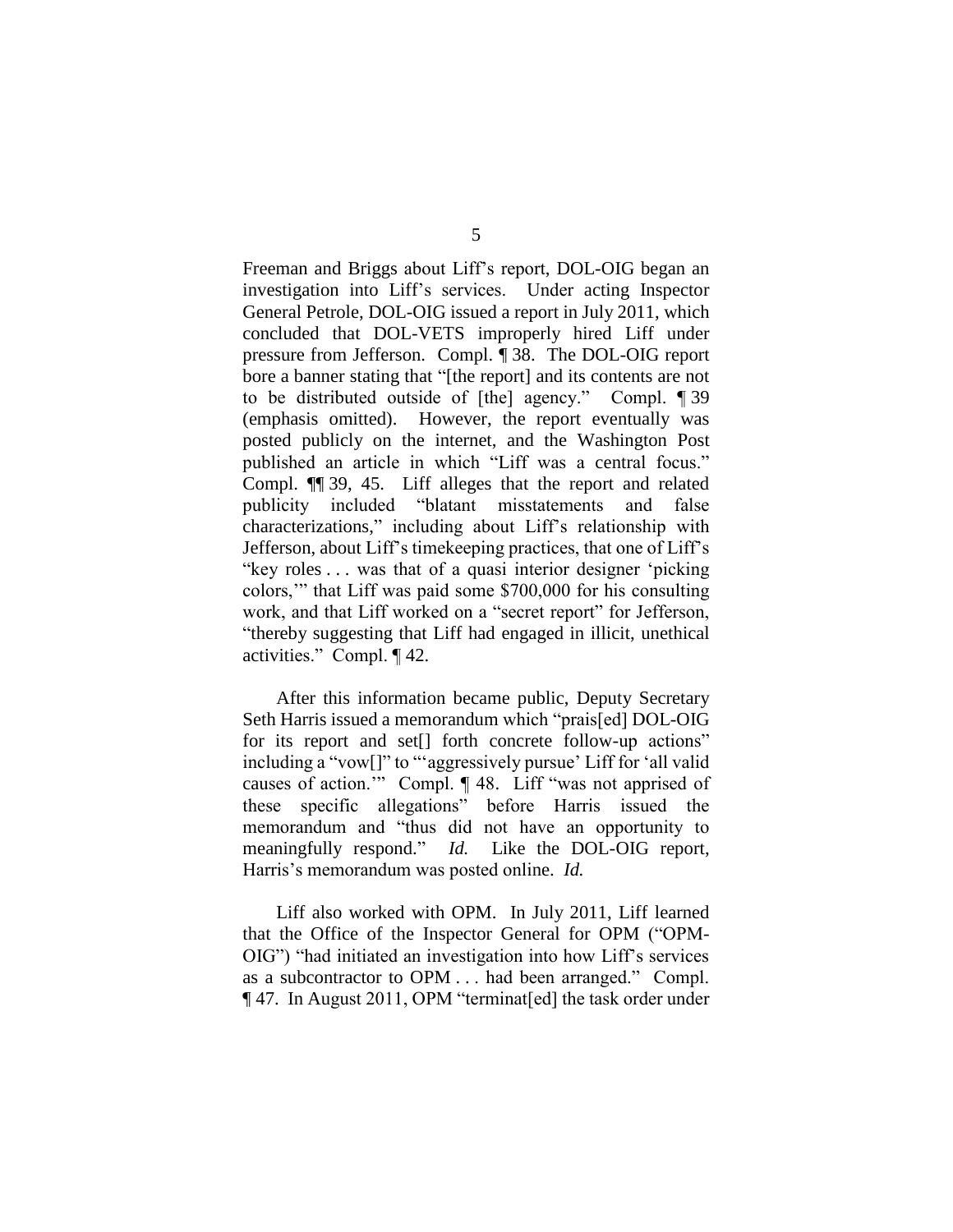Freeman and Briggs about Liff's report, DOL-OIG began an investigation into Liff's services. Under acting Inspector General Petrole, DOL-OIG issued a report in July 2011, which concluded that DOL-VETS improperly hired Liff under pressure from Jefferson. Compl. ¶ 38. The DOL-OIG report bore a banner stating that "[the report] and its contents are not to be distributed outside of [the] agency." Compl. ¶ 39 (emphasis omitted). However, the report eventually was posted publicly on the internet, and the Washington Post published an article in which "Liff was a central focus." Compl. ¶¶ 39, 45. Liff alleges that the report and related publicity included "blatant misstatements and false characterizations," including about Liff's relationship with Jefferson, about Liff's timekeeping practices, that one of Liff's "key roles . . . was that of a quasi interior designer 'picking colors,'" that Liff was paid some $700,000 for his consulting work, and that Liff worked on a "secret report" for Jefferson, "thereby suggesting that Liff had engaged in illicit, unethical activities." Compl. ¶ 42.

After this information became public, Deputy Secretary Seth Harris issued a memorandum which "prais[ed] DOL-OIG for its report and set[] forth concrete follow-up actions" including a "vow[]" to "'aggressively pursue' Liff for 'all valid causes of action.'" Compl. ¶ 48. Liff "was not apprised of these specific allegations" before Harris issued the memorandum and "thus did not have an opportunity to meaningfully respond." *Id.* Like the DOL-OIG report, Harris's memorandum was posted online. *Id.*

Liff also worked with OPM. In July 2011, Liff learned that the Office of the Inspector General for OPM ("OPM-OIG") "had initiated an investigation into how Liff's services as a subcontractor to OPM . . . had been arranged." Compl. ¶ 47. In August 2011, OPM "terminat[ed] the task order under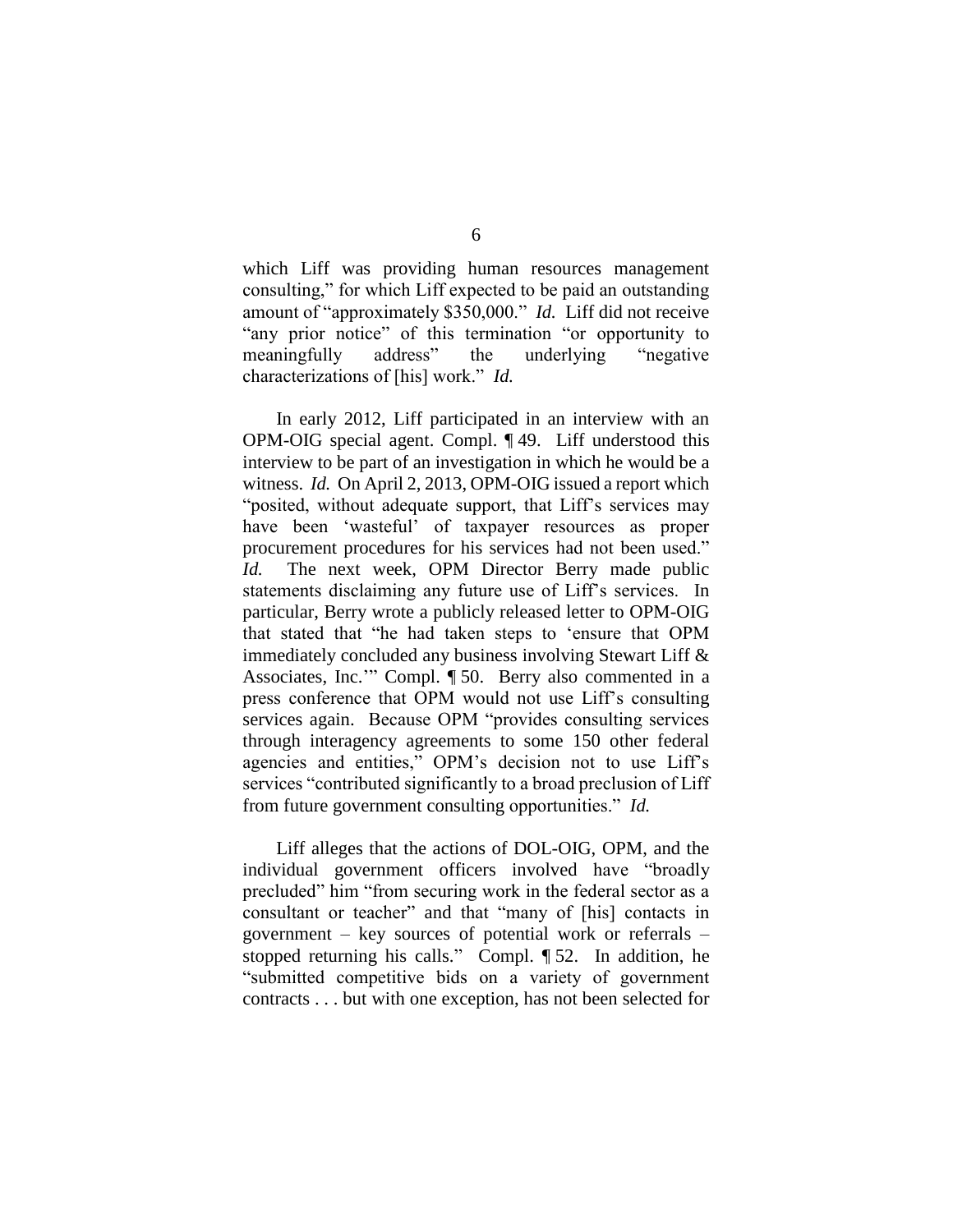which Liff was providing human resources management consulting," for which Liff expected to be paid an outstanding amount of "approximately $350,000." *Id.* Liff did not receive "any prior notice" of this termination "or opportunity to meaningfully address" the underlying "negative characterizations of [his] work." *Id.*

In early 2012, Liff participated in an interview with an OPM-OIG special agent. Compl. ¶ 49. Liff understood this interview to be part of an investigation in which he would be a witness. *Id.* On April 2, 2013, OPM-OIG issued a report which "posited, without adequate support, that Liff's services may have been 'wasteful' of taxpayer resources as proper procurement procedures for his services had not been used." *Id.* The next week, OPM Director Berry made public statements disclaiming any future use of Liff's services. In particular, Berry wrote a publicly released letter to OPM-OIG that stated that "he had taken steps to 'ensure that OPM immediately concluded any business involving Stewart Liff & Associates, Inc.'" Compl. ¶ 50. Berry also commented in a press conference that OPM would not use Liff's consulting services again. Because OPM "provides consulting services through interagency agreements to some 150 other federal agencies and entities," OPM's decision not to use Liff's services "contributed significantly to a broad preclusion of Liff from future government consulting opportunities." *Id.*

Liff alleges that the actions of DOL-OIG, OPM, and the individual government officers involved have "broadly precluded" him "from securing work in the federal sector as a consultant or teacher" and that "many of [his] contacts in government – key sources of potential work or referrals – stopped returning his calls." Compl. ¶ 52. In addition, he "submitted competitive bids on a variety of government contracts . . . but with one exception, has not been selected for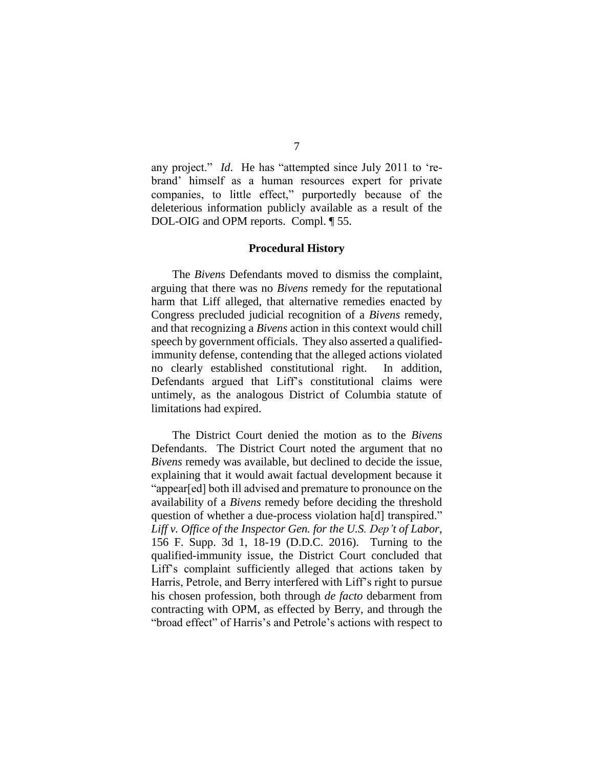any project." *Id*. He has "attempted since July 2011 to 're-brand' himself as a human resources expert for private companies, to little effect," purportedly because of the deleterious information publicly available as a result of the DOL-OIG and OPM reports. Compl. ¶ 55.

## Procedural History

The *Bivens* Defendants moved to dismiss the complaint, arguing that there was no *Bivens* remedy for the reputational harm that Liff alleged, that alternative remedies enacted by Congress precluded judicial recognition of a *Bivens* remedy, and that recognizing a *Bivens* action in this context would chill speech by government officials. They also asserted a qualified-immunity defense, contending that the alleged actions violated no clearly established constitutional right. In addition, Defendants argued that Liff's constitutional claims were untimely, as the analogous District of Columbia statute of limitations had expired.

The District Court denied the motion as to the *Bivens* Defendants. The District Court noted the argument that no *Bivens* remedy was available, but declined to decide the issue, explaining that it would await factual development because it "appear[ed] both ill advised and premature to pronounce on the availability of a *Bivens* remedy before deciding the threshold question of whether a due-process violation ha[d] transpired." *Liff v. Office of the Inspector Gen. for the U.S. Dep't of Labor*, 156 F. Supp. 3d 1, 18-19 (D.D.C. 2016). Turning to the qualified-immunity issue, the District Court concluded that Liff's complaint sufficiently alleged that actions taken by Harris, Petrole, and Berry interfered with Liff's right to pursue his chosen profession, both through *de facto* debarment from contracting with OPM, as effected by Berry, and through the "broad effect" of Harris's and Petrole's actions with respect to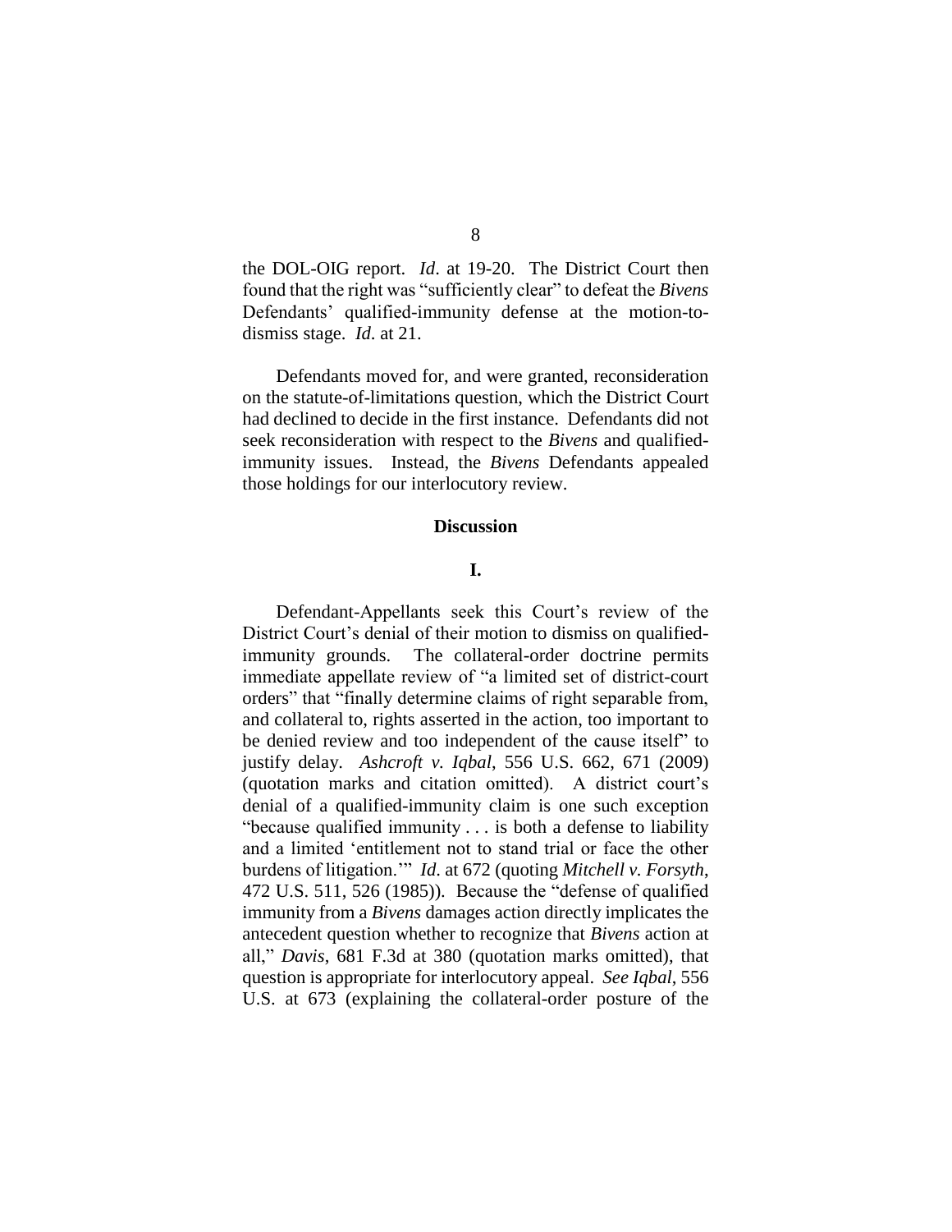the DOL-OIG report. *Id*. at 19-20. The District Court then found that the right was "sufficiently clear" to defeat the *Bivens* Defendants' qualified-immunity defense at the motion-to-dismiss stage. *Id*. at 21.

Defendants moved for, and were granted, reconsideration on the statute-of-limitations question, which the District Court had declined to decide in the first instance. Defendants did not seek reconsideration with respect to the *Bivens* and qualified-immunity issues. Instead, the *Bivens* Defendants appealed those holdings for our interlocutory review.

## Discussion

### I.

Defendant-Appellants seek this Court's review of the District Court's denial of their motion to dismiss on qualified-immunity grounds. The collateral-order doctrine permits immediate appellate review of "a limited set of district-court orders" that "finally determine claims of right separable from, and collateral to, rights asserted in the action, too important to be denied review and too independent of the cause itself" to justify delay. *Ashcroft v. Iqbal*, 556 U.S. 662, 671 (2009) (quotation marks and citation omitted). A district court's denial of a qualified-immunity claim is one such exception "because qualified immunity . . . is both a defense to liability and a limited 'entitlement not to stand trial or face the other burdens of litigation.'" *Id*. at 672 (quoting *Mitchell v. Forsyth*, 472 U.S. 511, 526 (1985)). Because the "defense of qualified immunity from a *Bivens* damages action directly implicates the antecedent question whether to recognize that *Bivens* action at all," *Davis*, 681 F.3d at 380 (quotation marks omitted), that question is appropriate for interlocutory appeal. *See Iqbal*, 556 U.S. at 673 (explaining the collateral-order posture of the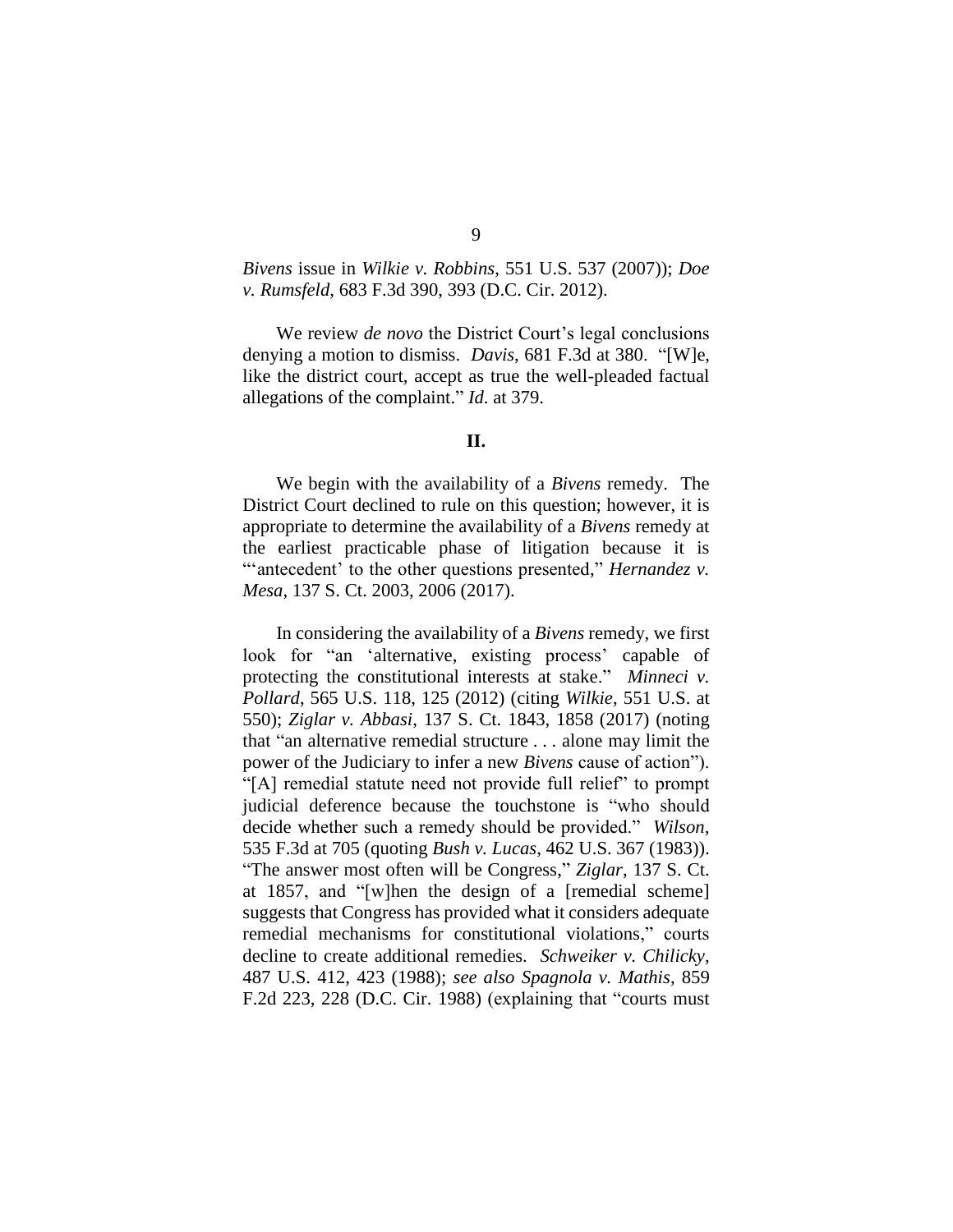*Bivens* issue in *Wilkie v. Robbins*, 551 U.S. 537 (2007)); *Doe v. Rumsfeld*, 683 F.3d 390, 393 (D.C. Cir. 2012).

We review *de novo* the District Court's legal conclusions denying a motion to dismiss. *Davis*, 681 F.3d at 380. "[W]e, like the district court, accept as true the well-pleaded factual allegations of the complaint." *Id.* at 379.

## II.

We begin with the availability of a *Bivens* remedy. The District Court declined to rule on this question; however, it is appropriate to determine the availability of a *Bivens* remedy at the earliest practicable phase of litigation because it is "'antecedent' to the other questions presented," *Hernandez v. Mesa*, 137 S. Ct. 2003, 2006 (2017).

In considering the availability of a *Bivens* remedy, we first look for "an 'alternative, existing process' capable of protecting the constitutional interests at stake." *Minneci v. Pollard*, 565 U.S. 118, 125 (2012) (citing *Wilkie*, 551 U.S. at 550); *Ziglar v. Abbasi*, 137 S. Ct. 1843, 1858 (2017) (noting that "an alternative remedial structure . . . alone may limit the power of the Judiciary to infer a new *Bivens* cause of action"). "[A] remedial statute need not provide full relief" to prompt judicial deference because the touchstone is "who should decide whether such a remedy should be provided." *Wilson*, 535 F.3d at 705 (quoting *Bush v. Lucas*, 462 U.S. 367 (1983)). "The answer most often will be Congress," *Ziglar*, 137 S. Ct. at 1857, and "[w]hen the design of a [remedial scheme] suggests that Congress has provided what it considers adequate remedial mechanisms for constitutional violations," courts decline to create additional remedies. *Schweiker v. Chilicky*, 487 U.S. 412, 423 (1988); *see also Spagnola v. Mathis*, 859 F.2d 223, 228 (D.C. Cir. 1988) (explaining that "courts must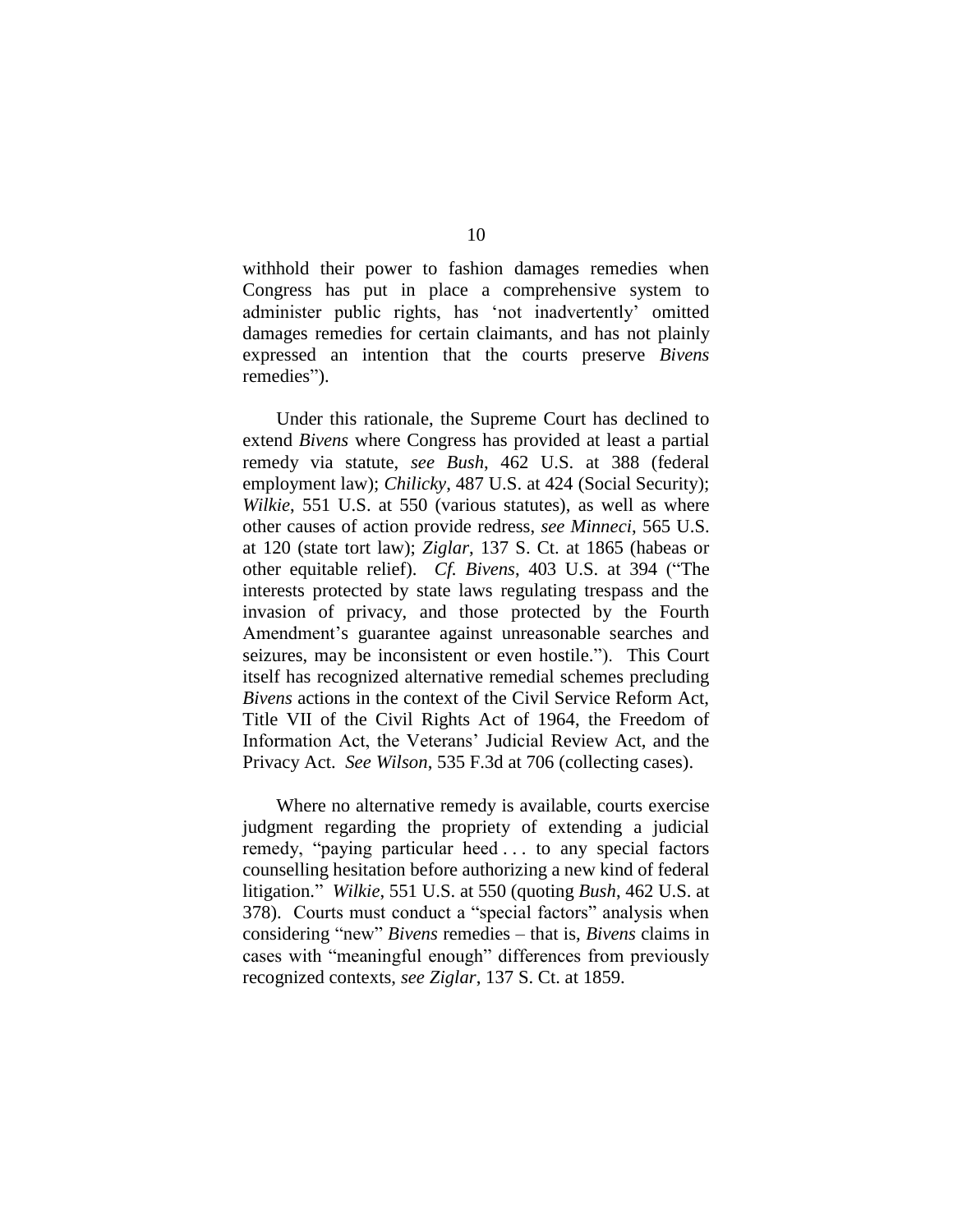withhold their power to fashion damages remedies when Congress has put in place a comprehensive system to administer public rights, has 'not inadvertently' omitted damages remedies for certain claimants, and has not plainly expressed an intention that the courts preserve *Bivens* remedies").

Under this rationale, the Supreme Court has declined to extend *Bivens* where Congress has provided at least a partial remedy via statute, *see Bush*, 462 U.S. at 388 (federal employment law); *Chilicky*, 487 U.S. at 424 (Social Security); *Wilkie*, 551 U.S. at 550 (various statutes), as well as where other causes of action provide redress, *see Minneci*, 565 U.S. at 120 (state tort law); *Ziglar*, 137 S. Ct. at 1865 (habeas or other equitable relief). *Cf. Bivens*, 403 U.S. at 394 ("The interests protected by state laws regulating trespass and the invasion of privacy, and those protected by the Fourth Amendment's guarantee against unreasonable searches and seizures, may be inconsistent or even hostile."). This Court itself has recognized alternative remedial schemes precluding *Bivens* actions in the context of the Civil Service Reform Act, Title VII of the Civil Rights Act of 1964, the Freedom of Information Act, the Veterans' Judicial Review Act, and the Privacy Act. *See Wilson*, 535 F.3d at 706 (collecting cases).

Where no alternative remedy is available, courts exercise judgment regarding the propriety of extending a judicial remedy, "paying particular heed . . . to any special factors counselling hesitation before authorizing a new kind of federal litigation." *Wilkie*, 551 U.S. at 550 (quoting *Bush*, 462 U.S. at 378). Courts must conduct a "special factors" analysis when considering "new" *Bivens* remedies – that is, *Bivens* claims in cases with "meaningful enough" differences from previously recognized contexts, *see Ziglar*, 137 S. Ct. at 1859.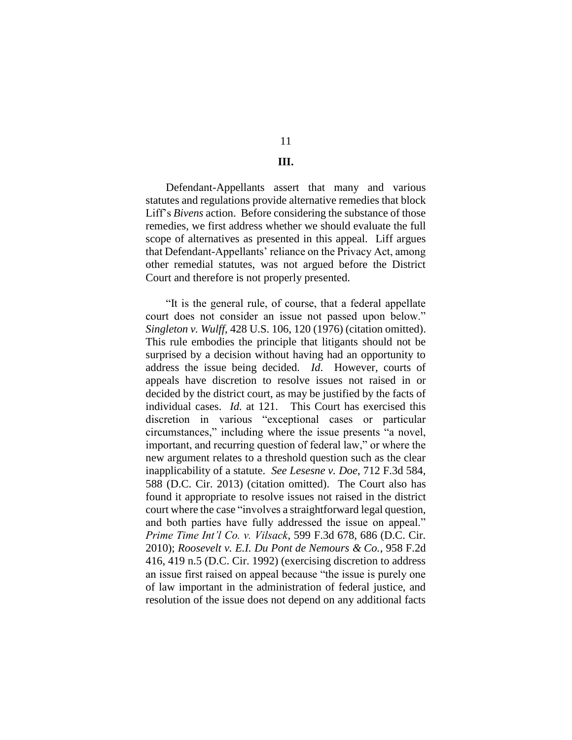## III.

Defendant-Appellants assert that many and various statutes and regulations provide alternative remedies that block Liff's *Bivens* action. Before considering the substance of those remedies, we first address whether we should evaluate the full scope of alternatives as presented in this appeal. Liff argues that Defendant-Appellants' reliance on the Privacy Act, among other remedial statutes, was not argued before the District Court and therefore is not properly presented.

"It is the general rule, of course, that a federal appellate court does not consider an issue not passed upon below." *Singleton v. Wulff*, 428 U.S. 106, 120 (1976) (citation omitted). This rule embodies the principle that litigants should not be surprised by a decision without having had an opportunity to address the issue being decided. *Id*. However, courts of appeals have discretion to resolve issues not raised in or decided by the district court, as may be justified by the facts of individual cases. *Id.* at 121. This Court has exercised this discretion in various "exceptional cases or particular circumstances," including where the issue presents "a novel, important, and recurring question of federal law," or where the new argument relates to a threshold question such as the clear inapplicability of a statute. *See Lesesne v. Doe*, 712 F.3d 584, 588 (D.C. Cir. 2013) (citation omitted). The Court also has found it appropriate to resolve issues not raised in the district court where the case "involves a straightforward legal question, and both parties have fully addressed the issue on appeal." *Prime Time Int'l Co. v. Vilsack*, 599 F.3d 678, 686 (D.C. Cir. 2010); *Roosevelt v. E.I. Du Pont de Nemours & Co.*, 958 F.2d 416, 419 n.5 (D.C. Cir. 1992) (exercising discretion to address an issue first raised on appeal because "the issue is purely one of law important in the administration of federal justice, and resolution of the issue does not depend on any additional facts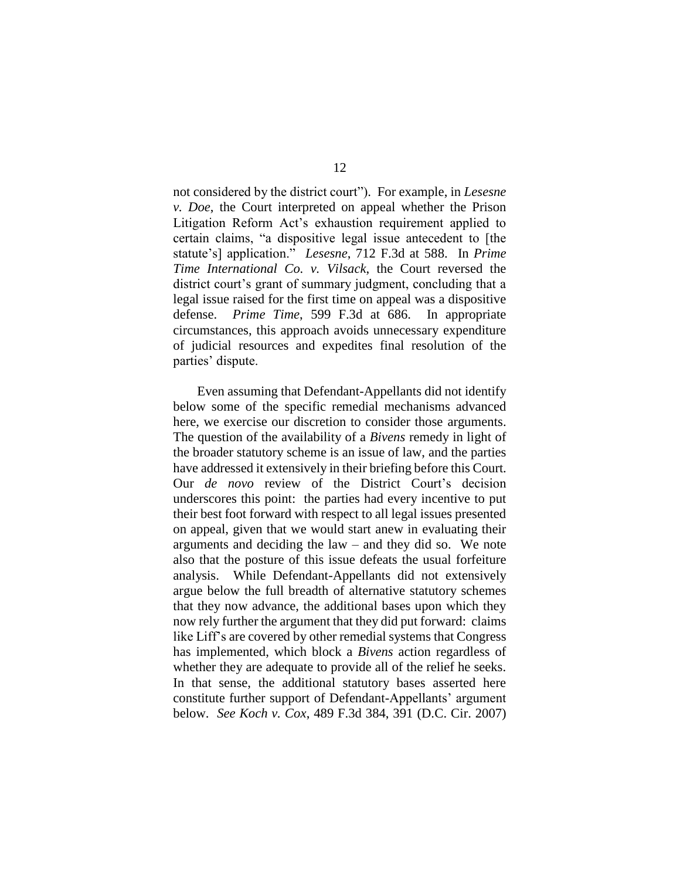not considered by the district court"). For example, in *Lesesne v. Doe*, the Court interpreted on appeal whether the Prison Litigation Reform Act's exhaustion requirement applied to certain claims, "a dispositive legal issue antecedent to [the statute's] application." *Lesesne*, 712 F.3d at 588. In *Prime Time International Co. v. Vilsack*, the Court reversed the district court's grant of summary judgment, concluding that a legal issue raised for the first time on appeal was a dispositive defense. *Prime Time*, 599 F.3d at 686. In appropriate circumstances, this approach avoids unnecessary expenditure of judicial resources and expedites final resolution of the parties' dispute.

Even assuming that Defendant-Appellants did not identify below some of the specific remedial mechanisms advanced here, we exercise our discretion to consider those arguments. The question of the availability of a *Bivens* remedy in light of the broader statutory scheme is an issue of law, and the parties have addressed it extensively in their briefing before this Court. Our *de novo* review of the District Court's decision underscores this point: the parties had every incentive to put their best foot forward with respect to all legal issues presented on appeal, given that we would start anew in evaluating their arguments and deciding the law – and they did so. We note also that the posture of this issue defeats the usual forfeiture analysis. While Defendant-Appellants did not extensively argue below the full breadth of alternative statutory schemes that they now advance, the additional bases upon which they now rely further the argument that they did put forward: claims like Liff's are covered by other remedial systems that Congress has implemented, which block a *Bivens* action regardless of whether they are adequate to provide all of the relief he seeks. In that sense, the additional statutory bases asserted here constitute further support of Defendant-Appellants' argument below. *See Koch v. Cox*, 489 F.3d 384, 391 (D.C. Cir. 2007)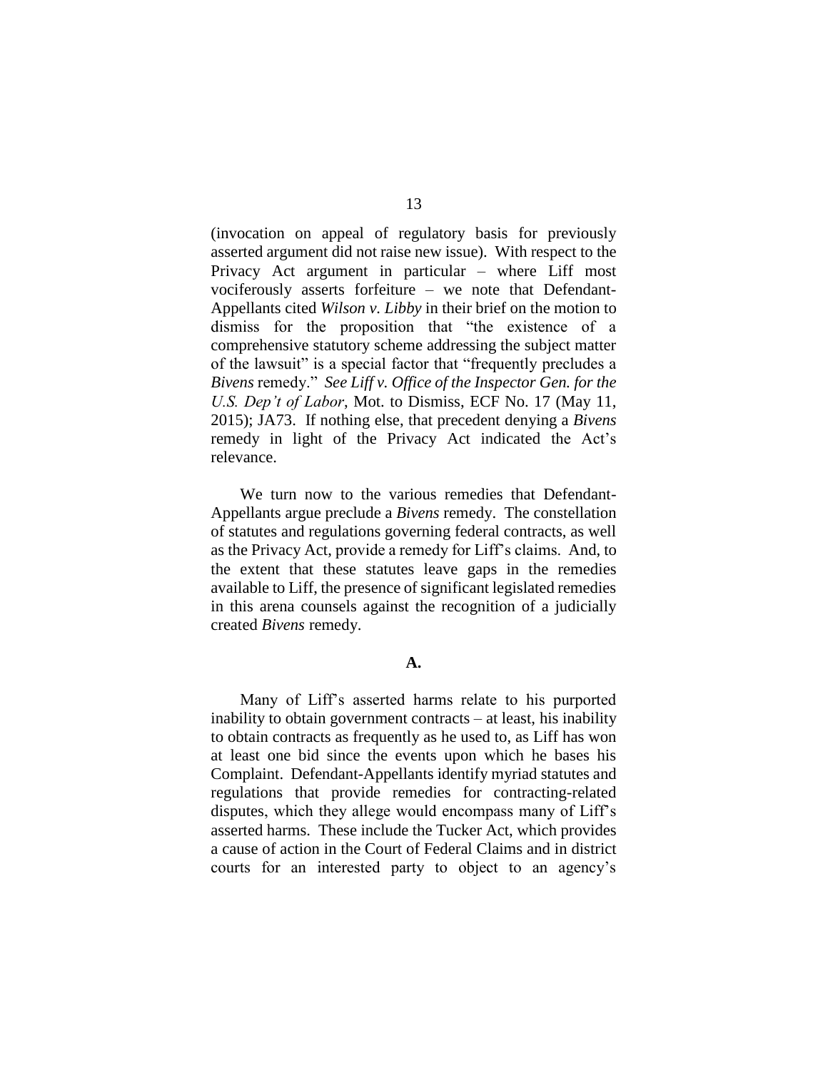(invocation on appeal of regulatory basis for previously asserted argument did not raise new issue). With respect to the Privacy Act argument in particular – where Liff most vociferously asserts forfeiture – we note that Defendant-Appellants cited *Wilson v. Libby* in their brief on the motion to dismiss for the proposition that "the existence of a comprehensive statutory scheme addressing the subject matter of the lawsuit" is a special factor that "frequently precludes a *Bivens* remedy." *See Liff v. Office of the Inspector Gen. for the U.S. Dep't of Labor*, Mot. to Dismiss, ECF No. 17 (May 11, 2015); JA73. If nothing else, that precedent denying a *Bivens* remedy in light of the Privacy Act indicated the Act's relevance.

We turn now to the various remedies that Defendant-Appellants argue preclude a *Bivens* remedy. The constellation of statutes and regulations governing federal contracts, as well as the Privacy Act, provide a remedy for Liff's claims. And, to the extent that these statutes leave gaps in the remedies available to Liff, the presence of significant legislated remedies in this arena counsels against the recognition of a judicially created *Bivens* remedy.

**A.**

Many of Liff's asserted harms relate to his purported inability to obtain government contracts – at least, his inability to obtain contracts as frequently as he used to, as Liff has won at least one bid since the events upon which he bases his Complaint. Defendant-Appellants identify myriad statutes and regulations that provide remedies for contracting-related disputes, which they allege would encompass many of Liff's asserted harms. These include the Tucker Act, which provides a cause of action in the Court of Federal Claims and in district courts for an interested party to object to an agency's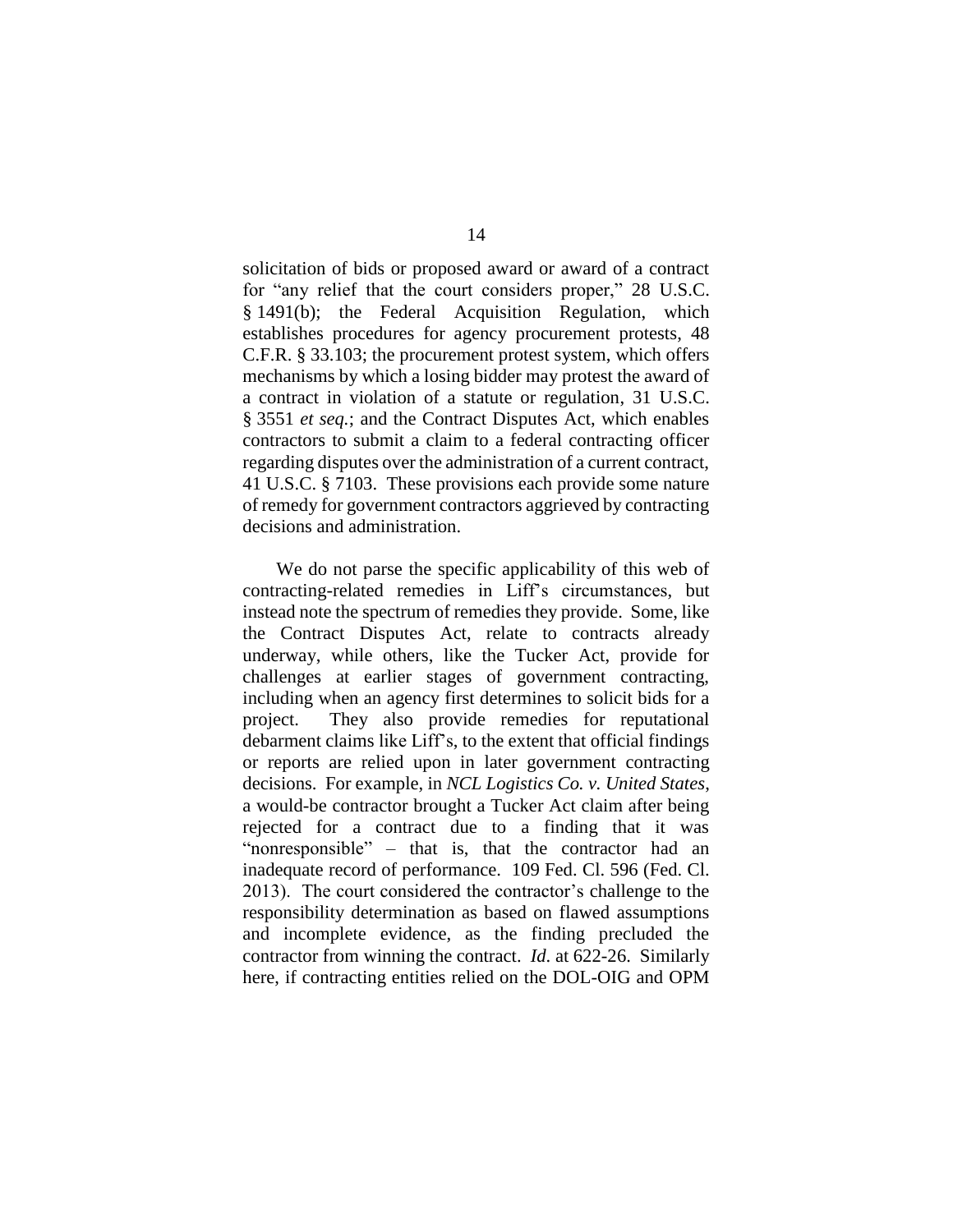solicitation of bids or proposed award or award of a contract for "any relief that the court considers proper," 28 U.S.C. § 1491(b); the Federal Acquisition Regulation, which establishes procedures for agency procurement protests, 48 C.F.R. § 33.103; the procurement protest system, which offers mechanisms by which a losing bidder may protest the award of a contract in violation of a statute or regulation, 31 U.S.C. § 3551 *et seq.*; and the Contract Disputes Act, which enables contractors to submit a claim to a federal contracting officer regarding disputes over the administration of a current contract, 41 U.S.C. § 7103. These provisions each provide some nature of remedy for government contractors aggrieved by contracting decisions and administration.

We do not parse the specific applicability of this web of contracting-related remedies in Liff's circumstances, but instead note the spectrum of remedies they provide. Some, like the Contract Disputes Act, relate to contracts already underway, while others, like the Tucker Act, provide for challenges at earlier stages of government contracting, including when an agency first determines to solicit bids for a project. They also provide remedies for reputational debarment claims like Liff's, to the extent that official findings or reports are relied upon in later government contracting decisions. For example, in *NCL Logistics Co. v. United States*, a would-be contractor brought a Tucker Act claim after being rejected for a contract due to a finding that it was "nonresponsible" – that is, that the contractor had an inadequate record of performance. 109 Fed. Cl. 596 (Fed. Cl. 2013). The court considered the contractor's challenge to the responsibility determination as based on flawed assumptions and incomplete evidence, as the finding precluded the contractor from winning the contract. *Id*. at 622-26. Similarly here, if contracting entities relied on the DOL-OIG and OPM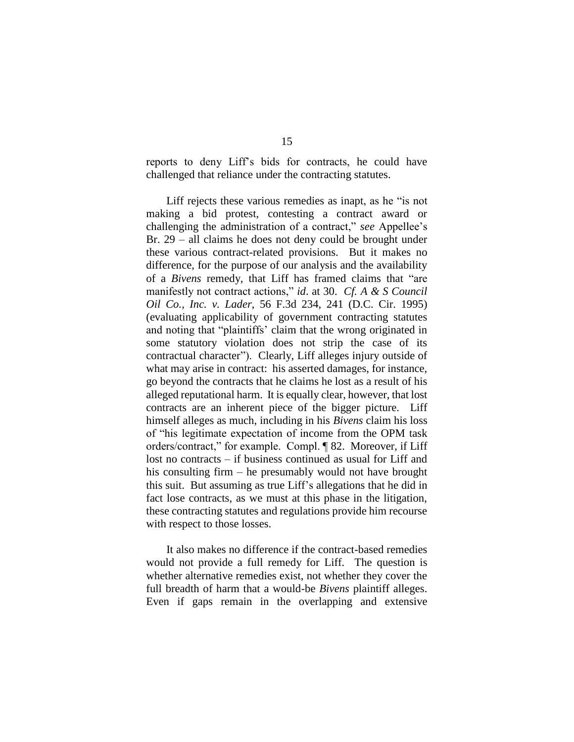reports to deny Liff's bids for contracts, he could have challenged that reliance under the contracting statutes.

Liff rejects these various remedies as inapt, as he "is not making a bid protest, contesting a contract award or challenging the administration of a contract," *see* Appellee's Br. 29 – all claims he does not deny could be brought under these various contract-related provisions. But it makes no difference, for the purpose of our analysis and the availability of a *Bivens* remedy, that Liff has framed claims that "are manifestly not contract actions," *id*. at 30. *Cf. A & S Council Oil Co., Inc. v. Lader*, 56 F.3d 234, 241 (D.C. Cir. 1995) (evaluating applicability of government contracting statutes and noting that "plaintiffs' claim that the wrong originated in some statutory violation does not strip the case of its contractual character"). Clearly, Liff alleges injury outside of what may arise in contract: his asserted damages, for instance, go beyond the contracts that he claims he lost as a result of his alleged reputational harm. It is equally clear, however, that lost contracts are an inherent piece of the bigger picture. Liff himself alleges as much, including in his *Bivens* claim his loss of "his legitimate expectation of income from the OPM task orders/contract," for example. Compl. ¶ 82. Moreover, if Liff lost no contracts – if business continued as usual for Liff and his consulting firm – he presumably would not have brought this suit. But assuming as true Liff's allegations that he did in fact lose contracts, as we must at this phase in the litigation, these contracting statutes and regulations provide him recourse with respect to those losses.

It also makes no difference if the contract-based remedies would not provide a full remedy for Liff. The question is whether alternative remedies exist, not whether they cover the full breadth of harm that a would-be *Bivens* plaintiff alleges. Even if gaps remain in the overlapping and extensive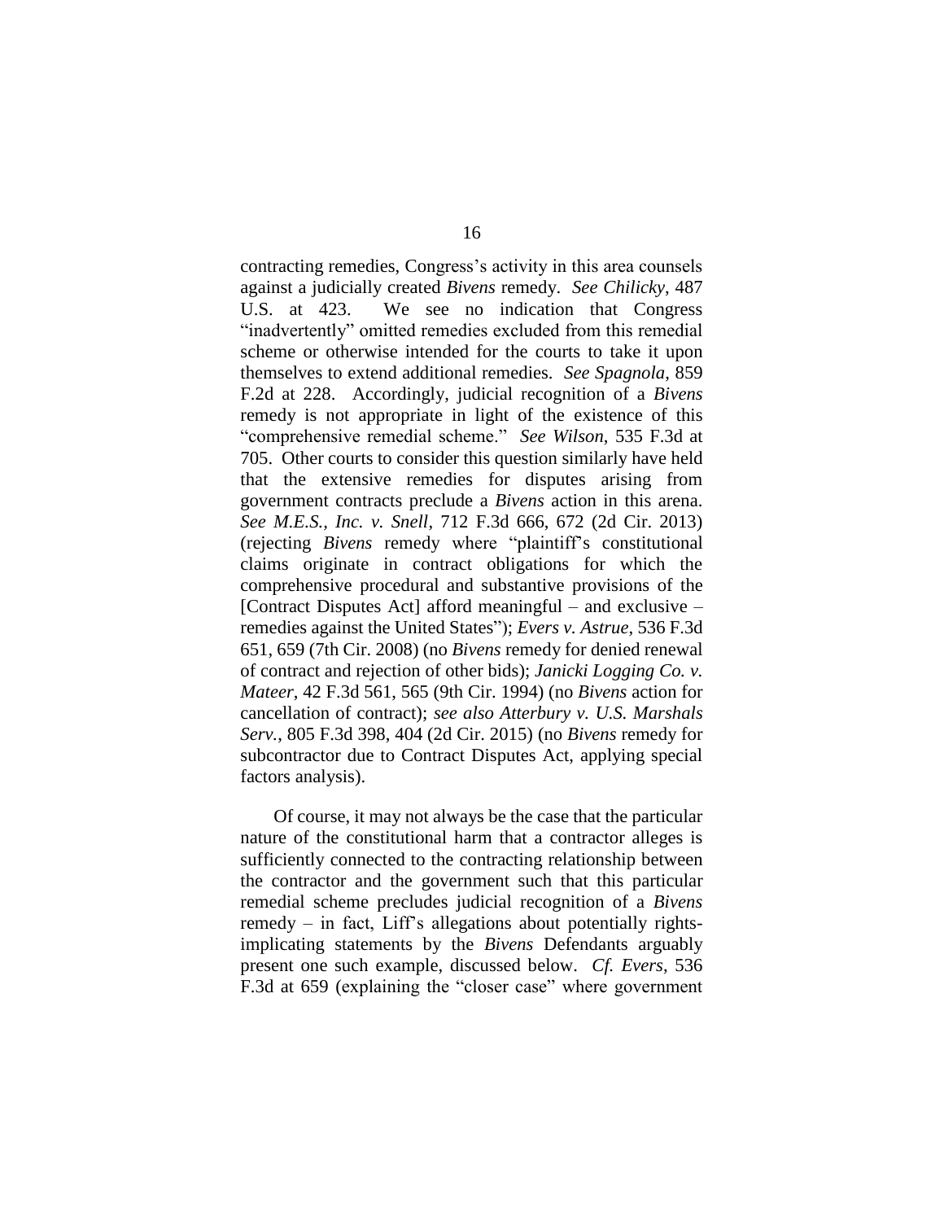contracting remedies, Congress's activity in this area counsels against a judicially created *Bivens* remedy. *See Chilicky*, 487 U.S. at 423. We see no indication that Congress "inadvertently" omitted remedies excluded from this remedial scheme or otherwise intended for the courts to take it upon themselves to extend additional remedies. *See Spagnola*, 859 F.2d at 228. Accordingly, judicial recognition of a *Bivens* remedy is not appropriate in light of the existence of this "comprehensive remedial scheme." *See Wilson*, 535 F.3d at 705. Other courts to consider this question similarly have held that the extensive remedies for disputes arising from government contracts preclude a *Bivens* action in this arena. *See M.E.S., Inc. v. Snell*, 712 F.3d 666, 672 (2d Cir. 2013) (rejecting *Bivens* remedy where "plaintiff's constitutional claims originate in contract obligations for which the comprehensive procedural and substantive provisions of the [Contract Disputes Act] afford meaningful – and exclusive – remedies against the United States"); *Evers v. Astrue*, 536 F.3d 651, 659 (7th Cir. 2008) (no *Bivens* remedy for denied renewal of contract and rejection of other bids); *Janicki Logging Co. v. Mateer*, 42 F.3d 561, 565 (9th Cir. 1994) (no *Bivens* action for cancellation of contract); *see also Atterbury v. U.S. Marshals Serv.*, 805 F.3d 398, 404 (2d Cir. 2015) (no *Bivens* remedy for subcontractor due to Contract Disputes Act, applying special factors analysis).

Of course, it may not always be the case that the particular nature of the constitutional harm that a contractor alleges is sufficiently connected to the contracting relationship between the contractor and the government such that this particular remedial scheme precludes judicial recognition of a *Bivens* remedy – in fact, Liff's allegations about potentially rights-implicating statements by the *Bivens* Defendants arguably present one such example, discussed below. *Cf. Evers*, 536 F.3d at 659 (explaining the "closer case" where government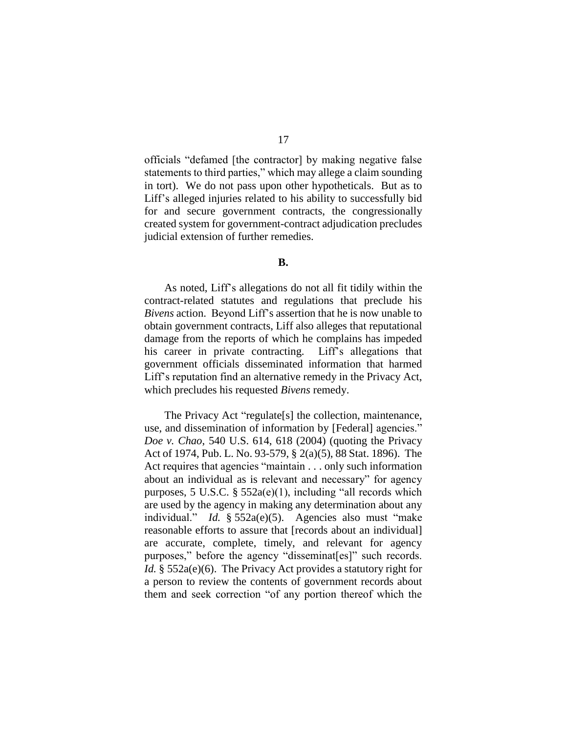officials "defamed [the contractor] by making negative false statements to third parties," which may allege a claim sounding in tort). We do not pass upon other hypotheticals. But as to Liff's alleged injuries related to his ability to successfully bid for and secure government contracts, the congressionally created system for government-contract adjudication precludes judicial extension of further remedies.

**B.**

As noted, Liff's allegations do not all fit tidily within the contract-related statutes and regulations that preclude his *Bivens* action. Beyond Liff's assertion that he is now unable to obtain government contracts, Liff also alleges that reputational damage from the reports of which he complains has impeded his career in private contracting. Liff's allegations that government officials disseminated information that harmed Liff's reputation find an alternative remedy in the Privacy Act, which precludes his requested *Bivens* remedy.

The Privacy Act "regulate[s] the collection, maintenance, use, and dissemination of information by [Federal] agencies." *Doe v. Chao*, 540 U.S. 614, 618 (2004) (quoting the Privacy Act of 1974, Pub. L. No. 93-579, § 2(a)(5), 88 Stat. 1896). The Act requires that agencies "maintain . . . only such information about an individual as is relevant and necessary" for agency purposes, 5 U.S.C. § 552a(e)(1), including "all records which are used by the agency in making any determination about any individual." *Id.* § 552a(e)(5). Agencies also must "make reasonable efforts to assure that [records about an individual] are accurate, complete, timely, and relevant for agency purposes," before the agency "disseminat[es]" such records. *Id.* § 552a(e)(6). The Privacy Act provides a statutory right for a person to review the contents of government records about them and seek correction "of any portion thereof which the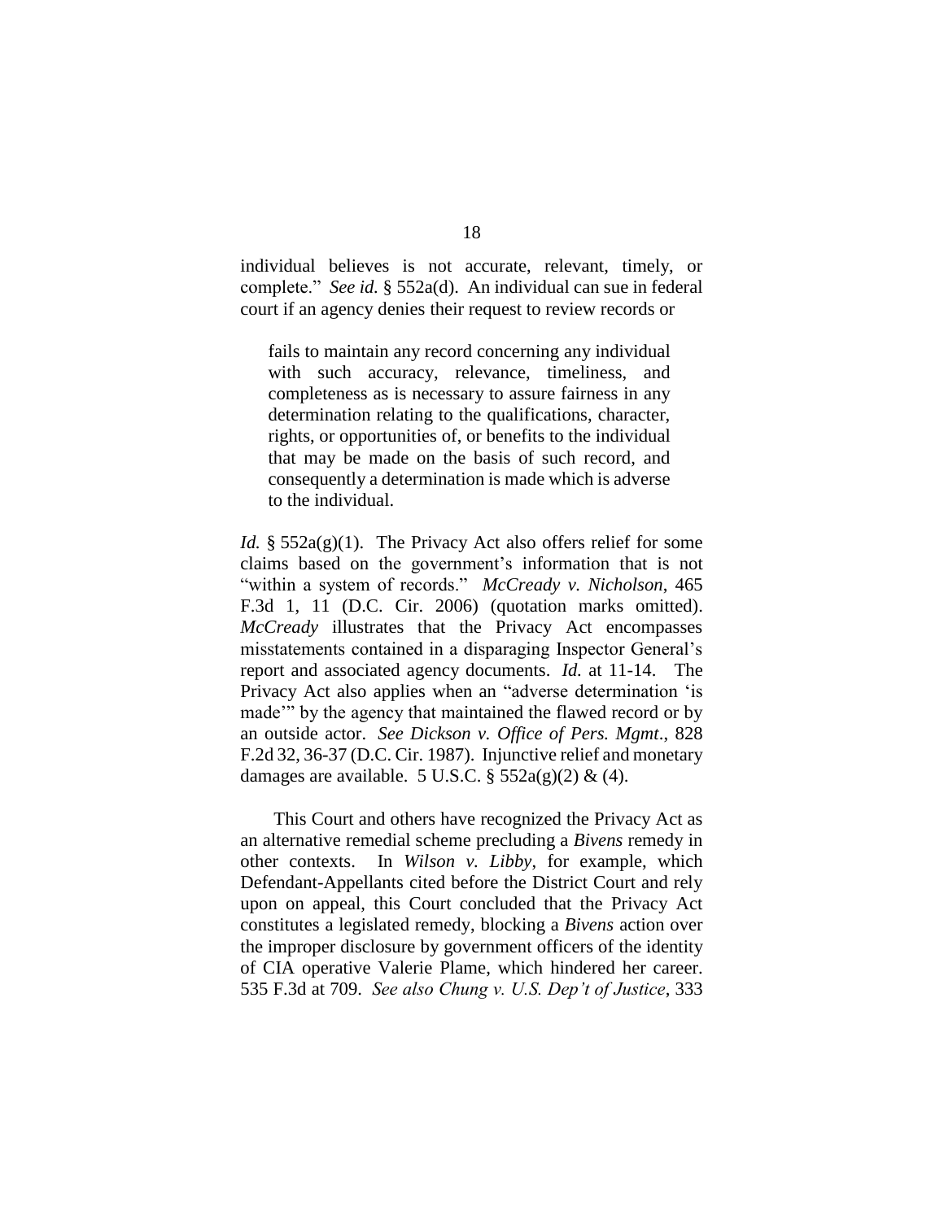individual believes is not accurate, relevant, timely, or complete." *See id.* § 552a(d). An individual can sue in federal court if an agency denies their request to review records or

> fails to maintain any record concerning any individual with such accuracy, relevance, timeliness, and completeness as is necessary to assure fairness in any determination relating to the qualifications, character, rights, or opportunities of, or benefits to the individual that may be made on the basis of such record, and consequently a determination is made which is adverse to the individual.

*Id.* § 552a(g)(1). The Privacy Act also offers relief for some claims based on the government's information that is not "within a system of records." *McCready v. Nicholson*, 465 F.3d 1, 11 (D.C. Cir. 2006) (quotation marks omitted). *McCready* illustrates that the Privacy Act encompasses misstatements contained in a disparaging Inspector General's report and associated agency documents. *Id.* at 11-14. The Privacy Act also applies when an "adverse determination 'is made'" by the agency that maintained the flawed record or by an outside actor. *See Dickson v. Office of Pers. Mgmt*., 828 F.2d 32, 36-37 (D.C. Cir. 1987). Injunctive relief and monetary damages are available. 5 U.S.C. § 552a(g)(2) & (4).

This Court and others have recognized the Privacy Act as an alternative remedial scheme precluding a *Bivens* remedy in other contexts. In *Wilson v. Libby*, for example, which Defendant-Appellants cited before the District Court and rely upon on appeal, this Court concluded that the Privacy Act constitutes a legislated remedy, blocking a *Bivens* action over the improper disclosure by government officers of the identity of CIA operative Valerie Plame, which hindered her career. 535 F.3d at 709. *See also Chung v. U.S. Dep't of Justice*, 333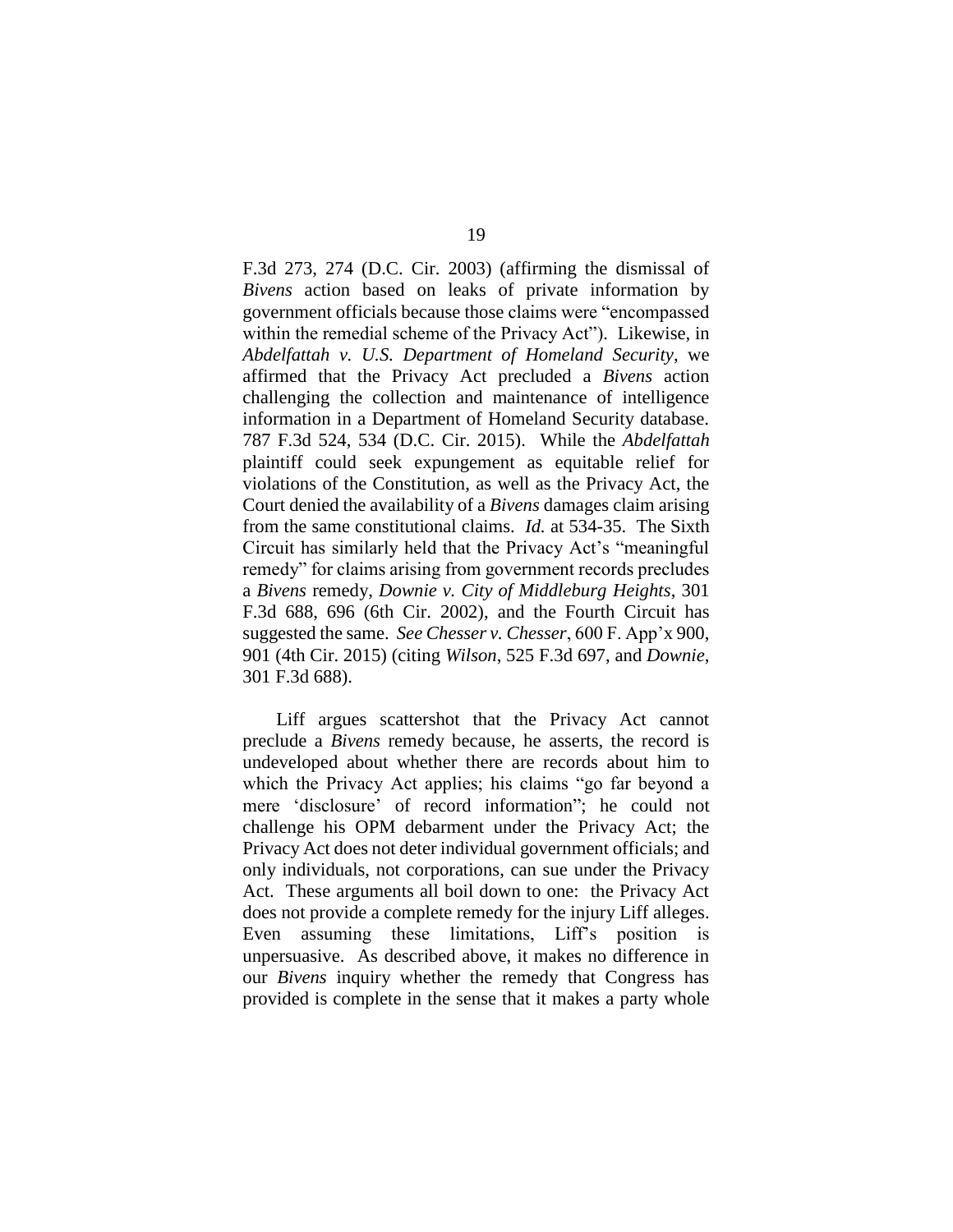F.3d 273, 274 (D.C. Cir. 2003) (affirming the dismissal of *Bivens* action based on leaks of private information by government officials because those claims were "encompassed within the remedial scheme of the Privacy Act"). Likewise, in *Abdelfattah v. U.S. Department of Homeland Security*, we affirmed that the Privacy Act precluded a *Bivens* action challenging the collection and maintenance of intelligence information in a Department of Homeland Security database. 787 F.3d 524, 534 (D.C. Cir. 2015). While the *Abdelfattah* plaintiff could seek expungement as equitable relief for violations of the Constitution, as well as the Privacy Act, the Court denied the availability of a *Bivens* damages claim arising from the same constitutional claims. *Id.* at 534-35. The Sixth Circuit has similarly held that the Privacy Act's "meaningful remedy" for claims arising from government records precludes a *Bivens* remedy, *Downie v. City of Middleburg Heights*, 301 F.3d 688, 696 (6th Cir. 2002), and the Fourth Circuit has suggested the same. *See Chesser v. Chesser*, 600 F. App'x 900, 901 (4th Cir. 2015) (citing *Wilson*, 525 F.3d 697, and *Downie*, 301 F.3d 688).

Liff argues scattershot that the Privacy Act cannot preclude a *Bivens* remedy because, he asserts, the record is undeveloped about whether there are records about him to which the Privacy Act applies; his claims "go far beyond a mere 'disclosure' of record information"; he could not challenge his OPM debarment under the Privacy Act; the Privacy Act does not deter individual government officials; and only individuals, not corporations, can sue under the Privacy Act. These arguments all boil down to one: the Privacy Act does not provide a complete remedy for the injury Liff alleges. Even assuming these limitations, Liff's position is unpersuasive. As described above, it makes no difference in our *Bivens* inquiry whether the remedy that Congress has provided is complete in the sense that it makes a party whole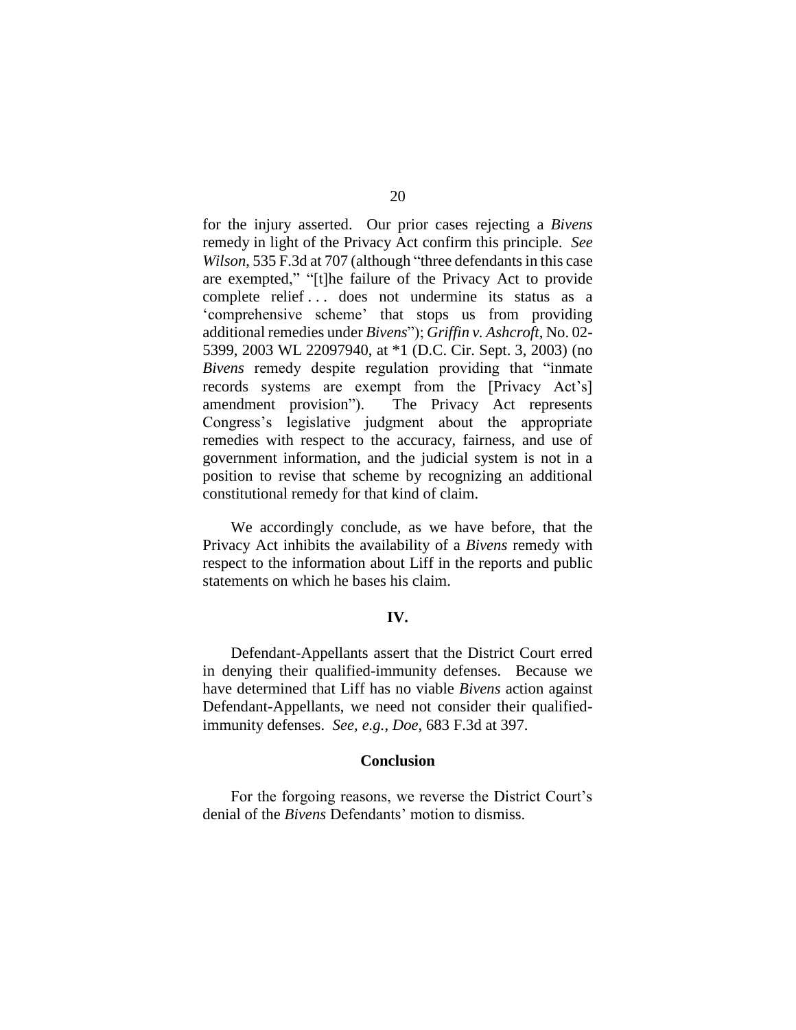for the injury asserted. Our prior cases rejecting a *Bivens* remedy in light of the Privacy Act confirm this principle. *See Wilson*, 535 F.3d at 707 (although "three defendants in this case are exempted," "[t]he failure of the Privacy Act to provide complete relief . . . does not undermine its status as a 'comprehensive scheme' that stops us from providing additional remedies under *Bivens*"); *Griffin v. Ashcroft*, No. 02-5399, 2003 WL 22097940, at *1 (D.C. Cir. Sept. 3, 2003) (no *Bivens* remedy despite regulation providing that "inmate records systems are exempt from the [Privacy Act's] amendment provision"). The Privacy Act represents Congress's legislative judgment about the appropriate remedies with respect to the accuracy, fairness, and use of government information, and the judicial system is not in a position to revise that scheme by recognizing an additional constitutional remedy for that kind of claim.

We accordingly conclude, as we have before, that the Privacy Act inhibits the availability of a *Bivens* remedy with respect to the information about Liff in the reports and public statements on which he bases his claim.

## IV.

Defendant-Appellants assert that the District Court erred in denying their qualified-immunity defenses. Because we have determined that Liff has no viable *Bivens* action against Defendant-Appellants, we need not consider their qualified-immunity defenses. *See, e.g.*, *Doe*, 683 F.3d at 397.

## Conclusion

For the forgoing reasons, we reverse the District Court's denial of the *Bivens* Defendants' motion to dismiss.